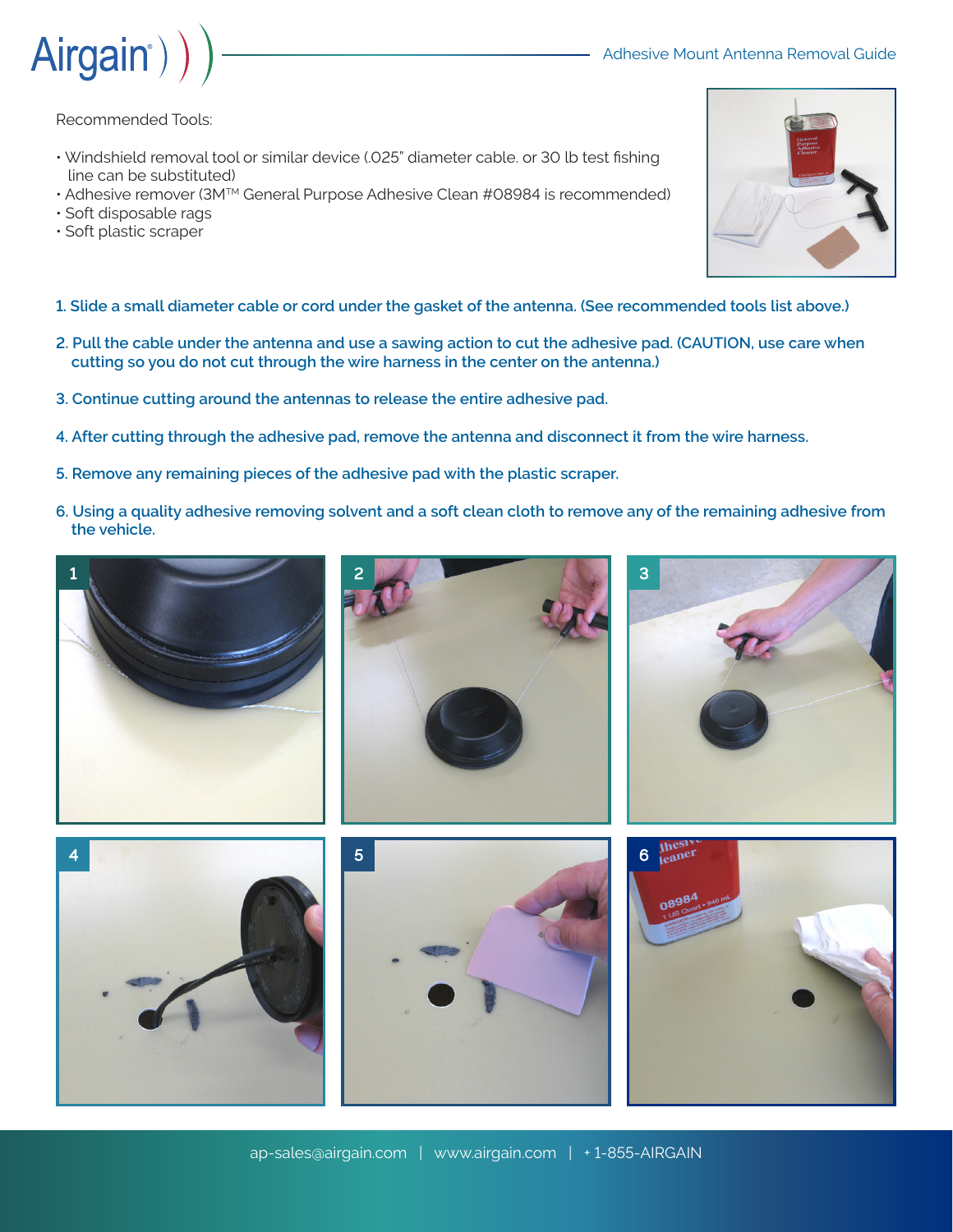# Adhesive Mount Antenna Removal Guide

Recommended Tools:

- Windshield removal tool or similar device (.025" diameter cable. or 30 lb test fishing line can be substituted)
- Adhesive remover (3M™ General Purpose Adhesive Clean #08984 is recommended)
- Soft disposable rags
- Soft plastic scraper

**1. Slide a small diameter cable or cord under the gasket of the antenna. (See recommended tools list above.)**

**2. Pull the cable under the antenna and use a sawing action to cut the adhesive pad. (CAUTION, use care when cutting so you do not cut through the wire harness in the center on the antenna.)**

**3. Continue cutting around the antennas to release the entire adhesive pad.**

**4. After cutting through the adhesive pad, remove the antenna and disconnect it from the wire harness.**

**5. Remove any remaining pieces of the adhesive pad with the plastic scraper.**

**6. Using a quality adhesive removing solvent and a soft clean cloth to remove any of the remaining adhesive from the vehicle.**

ap-sales@airgain.com | www.airgain.com | +1-855-AIRGAIN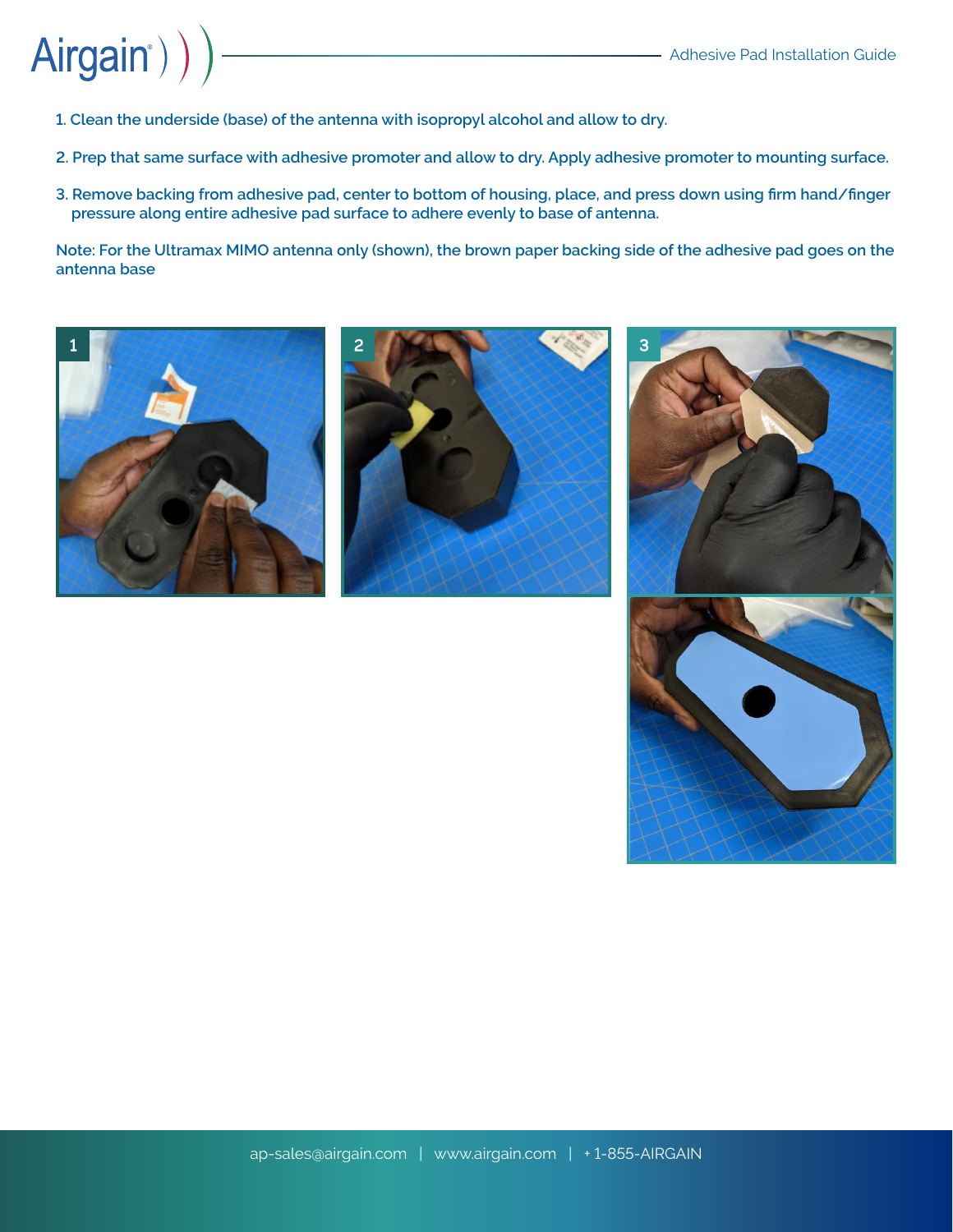1. Clean the underside (base) of the antenna with isopropyl alcohol and allow to dry.
2. Prep that same surface with adhesive promoter and allow to dry. Apply adhesive promoter to mounting surface.
3. Remove backing from adhesive pad, center to bottom of housing, place, and press down using firm hand/finger pressure along entire adhesive pad surface to adhere evenly to base of antenna.

**Note: For the Ultramax MIMO antenna only (shown), the brown paper backing side of the adhesive pad goes on the antenna base**

1

2

3

ap-sales@airgain.com | www.airgain.com | +1-855-AIRGAIN